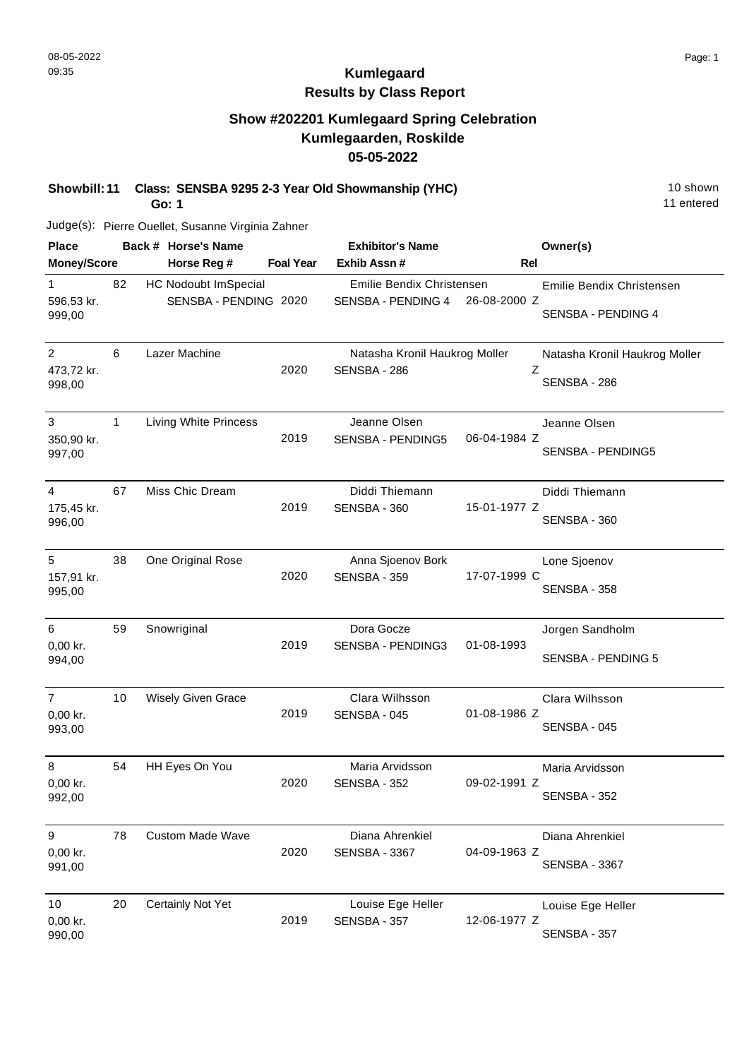# Kumlegaard

## Results by Class Report

### Show #202201 Kumlegaard Spring Celebration
### Kumlegaarden, Roskilde
### 05-05-2022

**Showbill: 11 Class: SENSBA 9295 2-3 Year Old Showmanship (YHC)** 10 shown
**Go: 1** 11 entered

Judge(s): Pierre Ouellet, Susanne Virginia Zahner

| Place / Money/Score | Back # | Horse's Name / Horse Reg # | Foal Year | Exhibitor's Name / Exhib Assn # | Rel | Owner(s) |
|---|---|---|---|---|---|---|
| 1 / 596,53 kr. / 999,00 | 82 | HC Nodoubt ImSpecial / SENSBA - PENDING | 2020 | Emilie Bendix Christensen / SENSBA - PENDING 4 | 26-08-2000 Z | Emilie Bendix Christensen / SENSBA - PENDING 4 |
| 2 / 473,72 kr. / 998,00 | 6 | Lazer Machine | 2020 | Natasha Kronil Haukrog Moller / SENSBA - 286 | Z | Natasha Kronil Haukrog Moller / SENSBA - 286 |
| 3 / 350,90 kr. / 997,00 | 1 | Living White Princess | 2019 | Jeanne Olsen / SENSBA - PENDING5 | 06-04-1984 Z | Jeanne Olsen / SENSBA - PENDING5 |
| 4 / 175,45 kr. / 996,00 | 67 | Miss Chic Dream | 2019 | Diddi Thiemann / SENSBA - 360 | 15-01-1977 Z | Diddi Thiemann / SENSBA - 360 |
| 5 / 157,91 kr. / 995,00 | 38 | One Original Rose | 2020 | Anna Sjoenov Bork / SENSBA - 359 | 17-07-1999 C | Lone Sjoenov / SENSBA - 358 |
| 6 / 0,00 kr. / 994,00 | 59 | Snowriginal | 2019 | Dora Gocze / SENSBA - PENDING3 | 01-08-1993 | Jorgen Sandholm / SENSBA - PENDING 5 |
| 7 / 0,00 kr. / 993,00 | 10 | Wisely Given Grace | 2019 | Clara Wilhsson / SENSBA - 045 | 01-08-1986 Z | Clara Wilhsson / SENSBA - 045 |
| 8 / 0,00 kr. / 992,00 | 54 | HH Eyes On You | 2020 | Maria Arvidsson / SENSBA - 352 | 09-02-1991 Z | Maria Arvidsson / SENSBA - 352 |
| 9 / 0,00 kr. / 991,00 | 78 | Custom Made Wave | 2020 | Diana Ahrenkiel / SENSBA - 3367 | 04-09-1963 Z | Diana Ahrenkiel / SENSBA - 3367 |
| 10 / 0,00 kr. / 990,00 | 20 | Certainly Not Yet | 2019 | Louise Ege Heller / SENSBA - 357 | 12-06-1977 Z | Louise Ege Heller / SENSBA - 357 |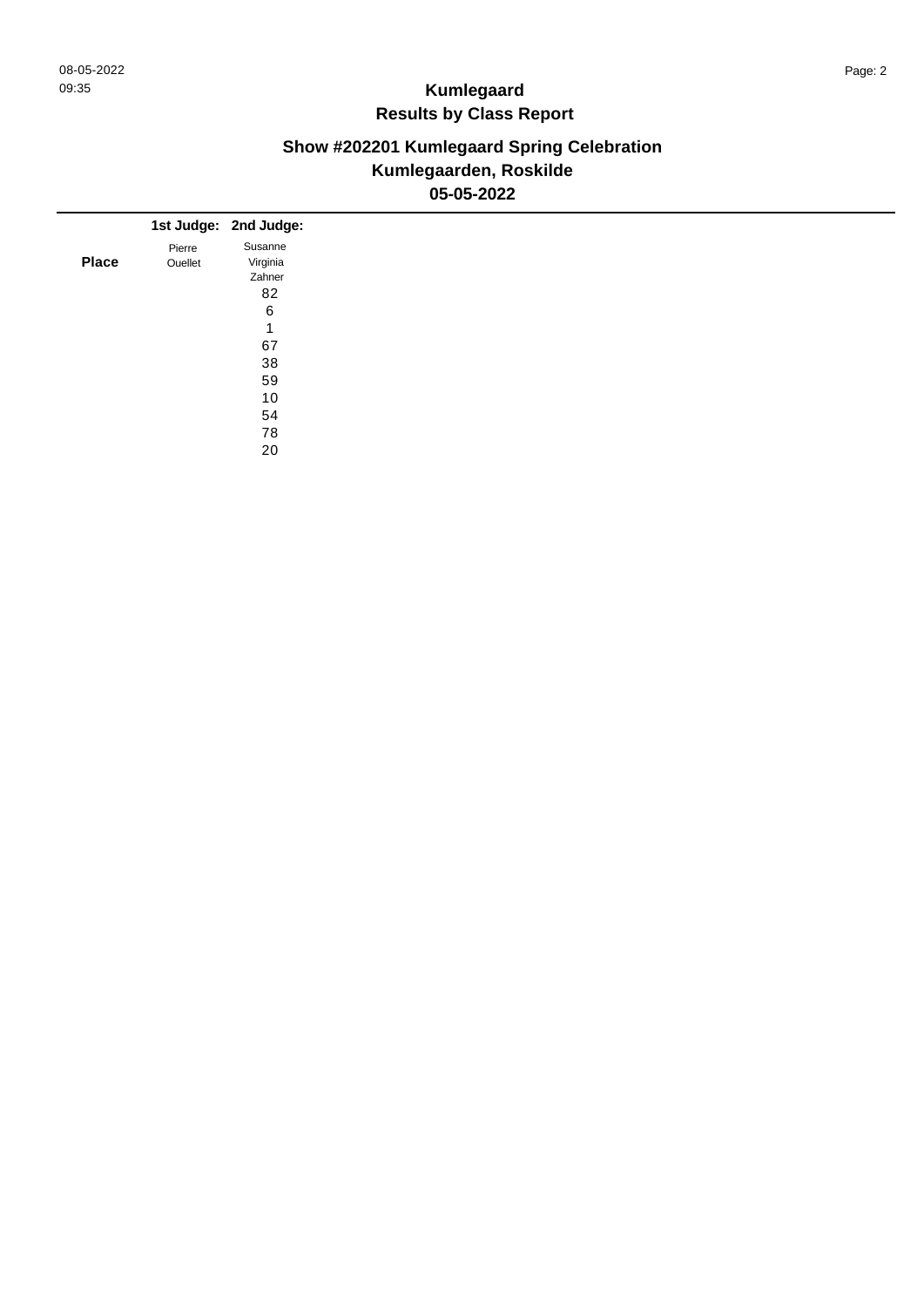# Kumlegaard
## Results by Class Report

### Show #202201 Kumlegaard Spring Celebration
### Kumlegaarden, Roskilde
### 05-05-2022

| Place | 1st Judge: Pierre Ouellet | 2nd Judge: Susanne Virginia Zahner |
|---|---|---|
| | | 82 |
| | | 6 |
| | | 1 |
| | | 67 |
| | | 38 |
| | | 59 |
| | | 10 |
| | | 54 |
| | | 78 |
| | | 20 |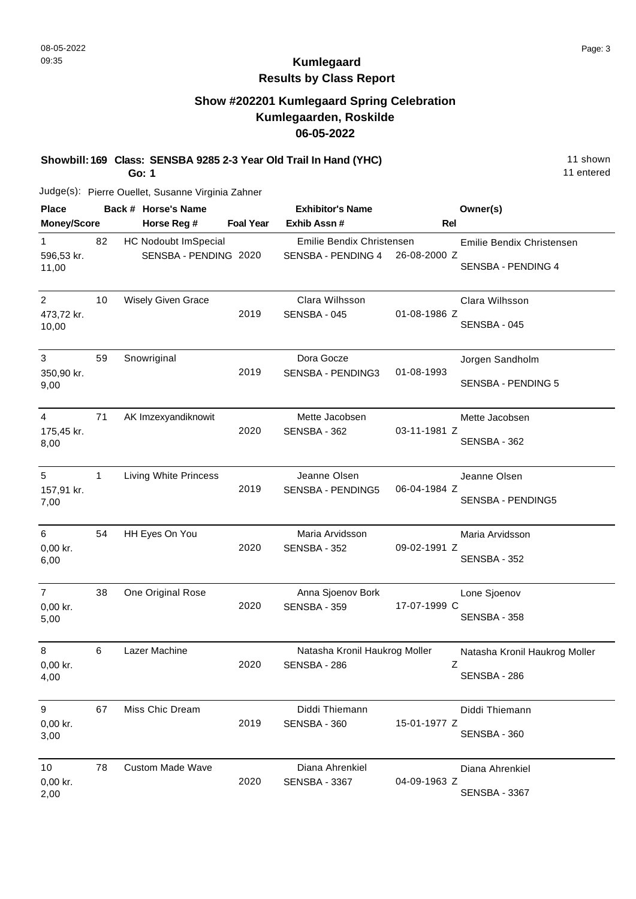# Kumlegaard

## Results by Class Report

### Show #202201 Kumlegaard Spring Celebration
### Kumlegaarden, Roskilde
### 06-05-2022

**Showbill: 169 Class: SENSBA 9285 2-3 Year Old Trail In Hand (YHC)** 11 shown
**Go: 1** 11 entered

Judge(s): Pierre Ouellet, Susanne Virginia Zahner

| Place / Money/Score | Back # | Horse's Name / Horse Reg # | Foal Year | Exhibitor's Name / Exhib Assn # | Rel | Owner(s) |
|---|---|---|---|---|---|---|
| 1 / 596,53 kr. / 11,00 | 82 | HC Nodoubt ImSpecial / SENSBA - PENDING | 2020 | Emilie Bendix Christensen / SENSBA - PENDING 4 | 26-08-2000 Z | Emilie Bendix Christensen / SENSBA - PENDING 4 |
| 2 / 473,72 kr. / 10,00 | 10 | Wisely Given Grace | 2019 | Clara Wilhsson / SENSBA - 045 | 01-08-1986 Z | Clara Wilhsson / SENSBA - 045 |
| 3 / 350,90 kr. / 9,00 | 59 | Snowriginal | 2019 | Dora Gocze / SENSBA - PENDING3 | 01-08-1993 | Jorgen Sandholm / SENSBA - PENDING 5 |
| 4 / 175,45 kr. / 8,00 | 71 | AK Imzexyandiknowit | 2020 | Mette Jacobsen / SENSBA - 362 | 03-11-1981 Z | Mette Jacobsen / SENSBA - 362 |
| 5 / 157,91 kr. / 7,00 | 1 | Living White Princess | 2019 | Jeanne Olsen / SENSBA - PENDING5 | 06-04-1984 Z | Jeanne Olsen / SENSBA - PENDING5 |
| 6 / 0,00 kr. / 6,00 | 54 | HH Eyes On You | 2020 | Maria Arvidsson / SENSBA - 352 | 09-02-1991 Z | Maria Arvidsson / SENSBA - 352 |
| 7 / 0,00 kr. / 5,00 | 38 | One Original Rose | 2020 | Anna Sjoenov Bork / SENSBA - 359 | 17-07-1999 C | Lone Sjoenov / SENSBA - 358 |
| 8 / 0,00 kr. / 4,00 | 6 | Lazer Machine | 2020 | Natasha Kronil Haukrog Moller / SENSBA - 286 | Z | Natasha Kronil Haukrog Moller / SENSBA - 286 |
| 9 / 0,00 kr. / 3,00 | 67 | Miss Chic Dream | 2019 | Diddi Thiemann / SENSBA - 360 | 15-01-1977 Z | Diddi Thiemann / SENSBA - 360 |
| 10 / 0,00 kr. / 2,00 | 78 | Custom Made Wave | 2020 | Diana Ahrenkiel / SENSBA - 3367 | 04-09-1963 Z | Diana Ahrenkiel / SENSBA - 3367 |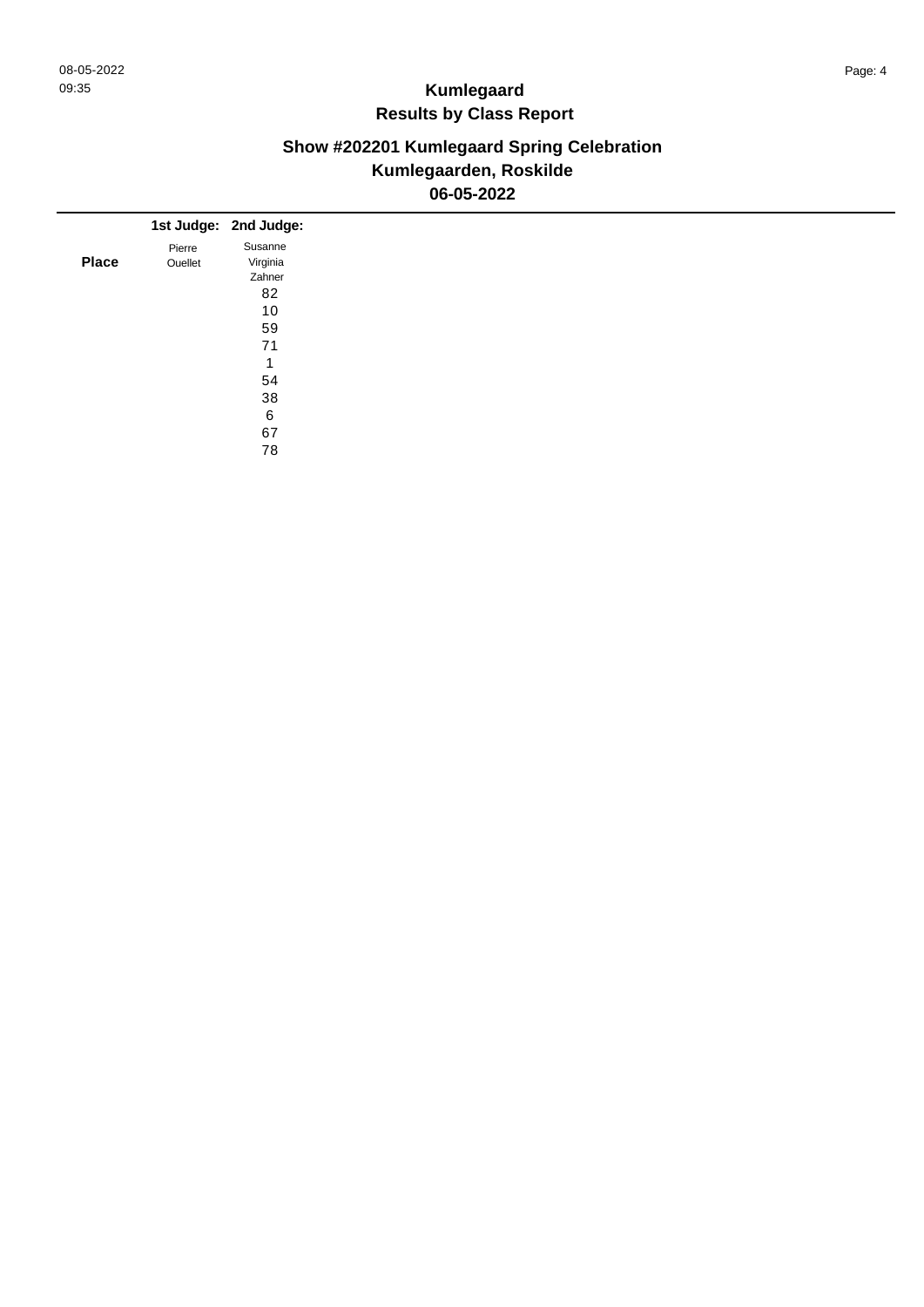# Kumlegaard

## Results by Class Report

### Show #202201 Kumlegaard Spring Celebration

### Kumlegaarden, Roskilde

### 06-05-2022

| Place | 1st Judge: Pierre Ouellet | 2nd Judge: Susanne Virginia Zahner |
|---|---|---|
| | | 82 |
| | | 10 |
| | | 59 |
| | | 71 |
| | | 1 |
| | | 54 |
| | | 38 |
| | | 6 |
| | | 67 |
| | | 78 |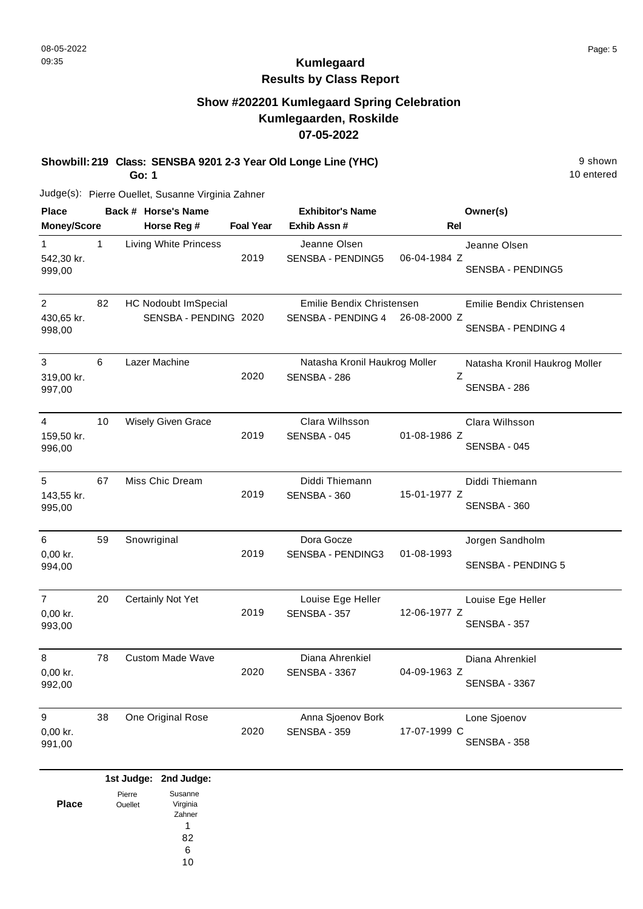08-05-2022
09:35

**Kumlegaard**
**Results by Class Report**

## Show #202201 Kumlegaard Spring Celebration
## Kumlegaarden, Roskilde
## 07-05-2022

**Showbill: 219 Class: SENSBA 9201 2-3 Year Old Longe Line (YHC)** 9 shown
**Go: 1** 10 entered

Judge(s): Pierre Ouellet, Susanne Virginia Zahner

| Place / Money/Score | Back # | Horse's Name / Horse Reg # | Foal Year | Exhibitor's Name / Exhib Assn # | Rel | Owner(s) |
|---|---|---|---|---|---|---|
| 1 / 542,30 kr. / 999,00 | 1 | Living White Princess | 2019 | Jeanne Olsen / SENSBA - PENDING5 | 06-04-1984 Z | Jeanne Olsen / SENSBA - PENDING5 |
| 2 / 430,65 kr. / 998,00 | 82 | HC Nodoubt ImSpecial / SENSBA - PENDING | 2020 | Emilie Bendix Christensen / SENSBA - PENDING 4 | 26-08-2000 Z | Emilie Bendix Christensen / SENSBA - PENDING 4 |
| 3 / 319,00 kr. / 997,00 | 6 | Lazer Machine | 2020 | Natasha Kronil Haukrog Moller / SENSBA - 286 | Z | Natasha Kronil Haukrog Moller / SENSBA - 286 |
| 4 / 159,50 kr. / 996,00 | 10 | Wisely Given Grace | 2019 | Clara Wilhsson / SENSBA - 045 | 01-08-1986 Z | Clara Wilhsson / SENSBA - 045 |
| 5 / 143,55 kr. / 995,00 | 67 | Miss Chic Dream | 2019 | Diddi Thiemann / SENSBA - 360 | 15-01-1977 Z | Diddi Thiemann / SENSBA - 360 |
| 6 / 0,00 kr. / 994,00 | 59 | Snowriginal | 2019 | Dora Gocze / SENSBA - PENDING3 | 01-08-1993 | Jorgen Sandholm / SENSBA - PENDING 5 |
| 7 / 0,00 kr. / 993,00 | 20 | Certainly Not Yet | 2019 | Louise Ege Heller / SENSBA - 357 | 12-06-1977 Z | Louise Ege Heller / SENSBA - 357 |
| 8 / 0,00 kr. / 992,00 | 78 | Custom Made Wave | 2020 | Diana Ahrenkiel / SENSBA - 3367 | 04-09-1963 Z | Diana Ahrenkiel / SENSBA - 3367 |
| 9 / 0,00 kr. / 991,00 | 38 | One Original Rose | 2020 | Anna Sjoenov Bork / SENSBA - 359 | 17-07-1999 C | Lone Sjoenov / SENSBA - 358 |

| Place | 1st Judge: Pierre Ouellet | 2nd Judge: Susanne Virginia Zahner |
|---|---|---|
| | | 1 |
| | | 82 |
| | | 6 |
| | | 10 |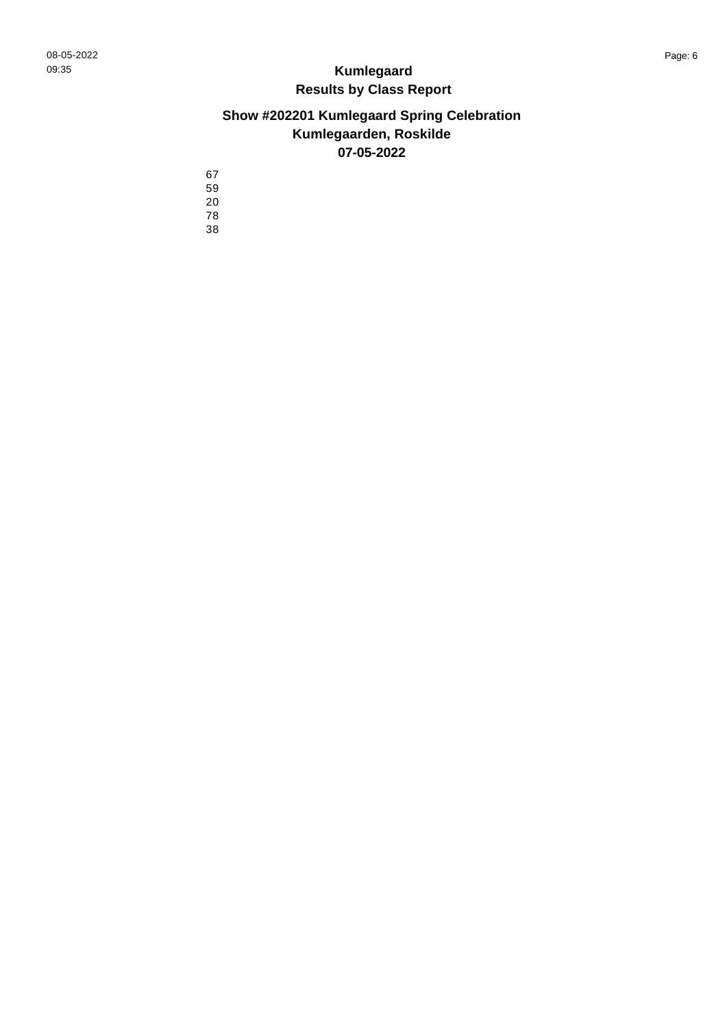# Kumlegaard

## Results by Class Report

### Show #202201 Kumlegaard Spring Celebration

### Kumlegaarden, Roskilde

### 07-05-2022

67
59
20
78
38